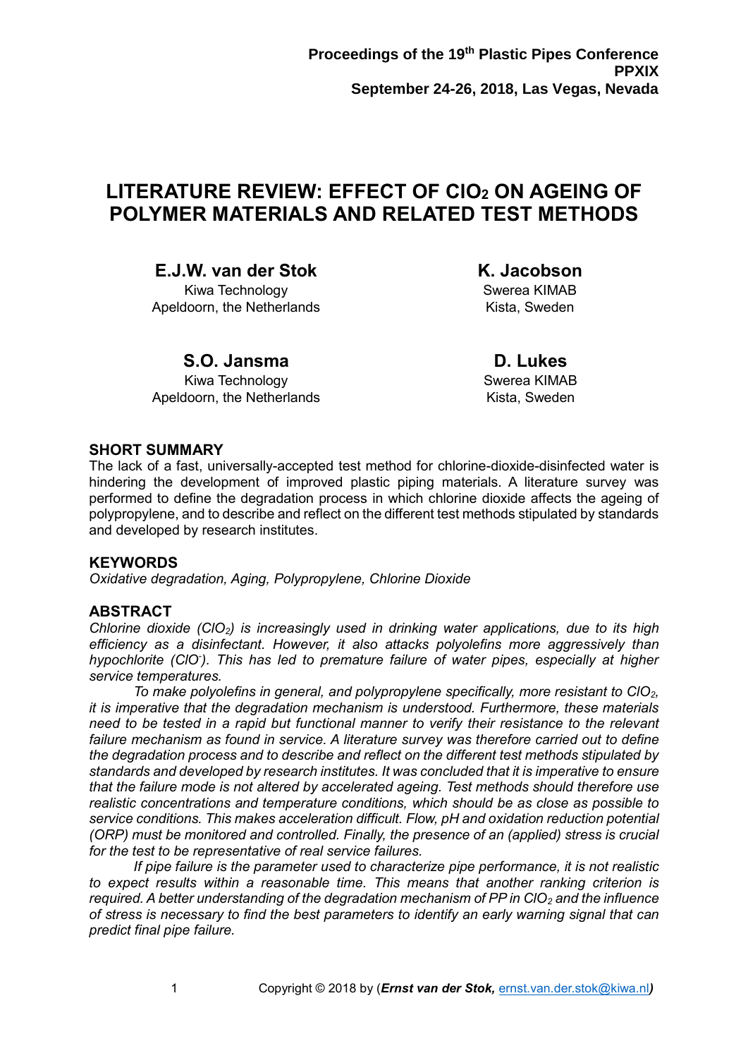**Proceedings of the 19th Plastic Pipes Conference**
**PPXIX**
**September 24-26, 2018, Las Vegas, Nevada**

# LITERATURE REVIEW: EFFECT OF $ClO_2$ ON AGEING OF POLYMER MATERIALS AND RELATED TEST METHODS

**E.J.W. van der Stok**
Kiwa Technology
Apeldoorn, the Netherlands

**K. Jacobson**
Swerea KIMAB
Kista, Sweden

**S.O. Jansma**
Kiwa Technology
Apeldoorn, the Netherlands

**D. Lukes**
Swerea KIMAB
Kista, Sweden

## SHORT SUMMARY

The lack of a fast, universally-accepted test method for chlorine-dioxide-disinfected water is hindering the development of improved plastic piping materials. A literature survey was performed to define the degradation process in which chlorine dioxide affects the ageing of polypropylene, and to describe and reflect on the different test methods stipulated by standards and developed by research institutes.

## KEYWORDS

*Oxidative degradation, Aging, Polypropylene, Chlorine Dioxide*

## ABSTRACT

*Chlorine dioxide ($ClO_2$) is increasingly used in drinking water applications, due to its high efficiency as a disinfectant. However, it also attacks polyolefins more aggressively than hypochlorite ($ClO^-$). This has led to premature failure of water pipes, especially at higher service temperatures.*

*To make polyolefins in general, and polypropylene specifically, more resistant to $ClO_2$, it is imperative that the degradation mechanism is understood. Furthermore, these materials need to be tested in a rapid but functional manner to verify their resistance to the relevant failure mechanism as found in service. A literature survey was therefore carried out to define the degradation process and to describe and reflect on the different test methods stipulated by standards and developed by research institutes. It was concluded that it is imperative to ensure that the failure mode is not altered by accelerated ageing. Test methods should therefore use realistic concentrations and temperature conditions, which should be as close as possible to service conditions. This makes acceleration difficult. Flow, pH and oxidation reduction potential (ORP) must be monitored and controlled. Finally, the presence of an (applied) stress is crucial for the test to be representative of real service failures.*

*If pipe failure is the parameter used to characterize pipe performance, it is not realistic to expect results within a reasonable time. This means that another ranking criterion is required. A better understanding of the degradation mechanism of PP in $ClO_2$ and the influence of stress is necessary to find the best parameters to identify an early warning signal that can predict final pipe failure.*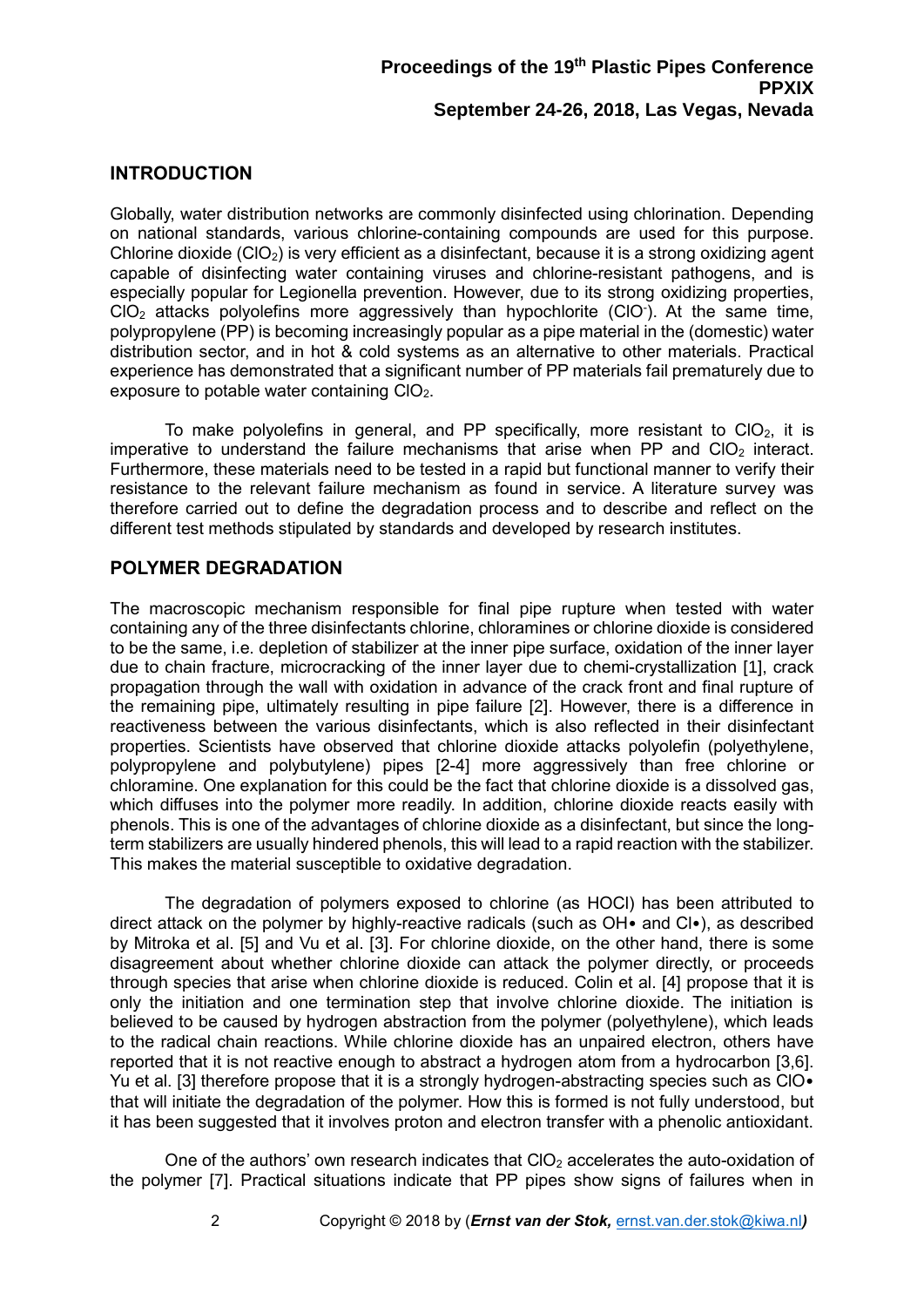## INTRODUCTION

Globally, water distribution networks are commonly disinfected using chlorination. Depending on national standards, various chlorine-containing compounds are used for this purpose. Chlorine dioxide ($ClO_2$) is very efficient as a disinfectant, because it is a strong oxidizing agent capable of disinfecting water containing viruses and chlorine-resistant pathogens, and is especially popular for Legionella prevention. However, due to its strong oxidizing properties, $ClO_2$ attacks polyolefins more aggressively than hypochlorite ($ClO^-$). At the same time, polypropylene (PP) is becoming increasingly popular as a pipe material in the (domestic) water distribution sector, and in hot & cold systems as an alternative to other materials. Practical experience has demonstrated that a significant number of PP materials fail prematurely due to exposure to potable water containing $ClO_2$.

To make polyolefins in general, and PP specifically, more resistant to $ClO_2$, it is imperative to understand the failure mechanisms that arise when PP and $ClO_2$ interact. Furthermore, these materials need to be tested in a rapid but functional manner to verify their resistance to the relevant failure mechanism as found in service. A literature survey was therefore carried out to define the degradation process and to describe and reflect on the different test methods stipulated by standards and developed by research institutes.

## POLYMER DEGRADATION

The macroscopic mechanism responsible for final pipe rupture when tested with water containing any of the three disinfectants chlorine, chloramines or chlorine dioxide is considered to be the same, i.e. depletion of stabilizer at the inner pipe surface, oxidation of the inner layer due to chain fracture, microcracking of the inner layer due to chemi-crystallization [1], crack propagation through the wall with oxidation in advance of the crack front and final rupture of the remaining pipe, ultimately resulting in pipe failure [2]. However, there is a difference in reactiveness between the various disinfectants, which is also reflected in their disinfectant properties. Scientists have observed that chlorine dioxide attacks polyolefin (polyethylene, polypropylene and polybutylene) pipes [2-4] more aggressively than free chlorine or chloramine. One explanation for this could be the fact that chlorine dioxide is a dissolved gas, which diffuses into the polymer more readily. In addition, chlorine dioxide reacts easily with phenols. This is one of the advantages of chlorine dioxide as a disinfectant, but since the long-term stabilizers are usually hindered phenols, this will lead to a rapid reaction with the stabilizer. This makes the material susceptible to oxidative degradation.

The degradation of polymers exposed to chlorine (as HOCl) has been attributed to direct attack on the polymer by highly-reactive radicals (such as OH• and Cl•), as described by Mitroka et al. [5] and Vu et al. [3]. For chlorine dioxide, on the other hand, there is some disagreement about whether chlorine dioxide can attack the polymer directly, or proceeds through species that arise when chlorine dioxide is reduced. Colin et al. [4] propose that it is only the initiation and one termination step that involve chlorine dioxide. The initiation is believed to be caused by hydrogen abstraction from the polymer (polyethylene), which leads to the radical chain reactions. While chlorine dioxide has an unpaired electron, others have reported that it is not reactive enough to abstract a hydrogen atom from a hydrocarbon [3,6]. Yu et al. [3] therefore propose that it is a strongly hydrogen-abstracting species such as ClO• that will initiate the degradation of the polymer. How this is formed is not fully understood, but it has been suggested that it involves proton and electron transfer with a phenolic antioxidant.

One of the authors' own research indicates that $ClO_2$ accelerates the auto-oxidation of the polymer [7]. Practical situations indicate that PP pipes show signs of failures when in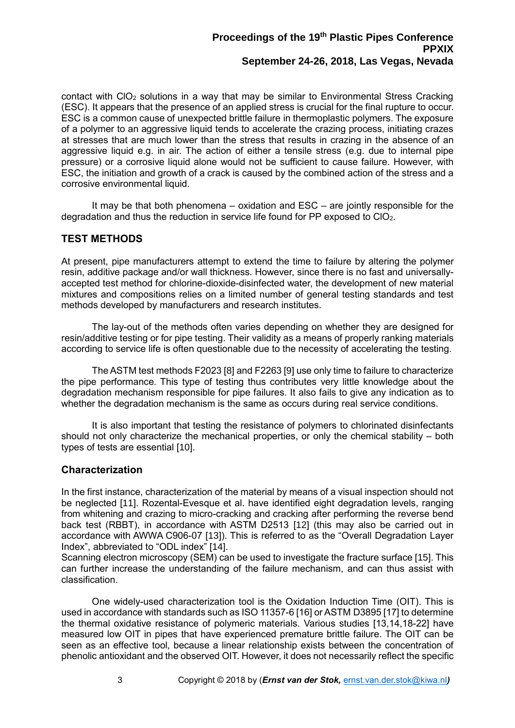contact with $ClO_2$ solutions in a way that may be similar to Environmental Stress Cracking (ESC). It appears that the presence of an applied stress is crucial for the final rupture to occur. ESC is a common cause of unexpected brittle failure in thermoplastic polymers. The exposure of a polymer to an aggressive liquid tends to accelerate the crazing process, initiating crazes at stresses that are much lower than the stress that results in crazing in the absence of an aggressive liquid e.g. in air. The action of either a tensile stress (e.g. due to internal pipe pressure) or a corrosive liquid alone would not be sufficient to cause failure. However, with ESC, the initiation and growth of a crack is caused by the combined action of the stress and a corrosive environmental liquid.

It may be that both phenomena – oxidation and ESC – are jointly responsible for the degradation and thus the reduction in service life found for PP exposed to $ClO_2$.

## TEST METHODS

At present, pipe manufacturers attempt to extend the time to failure by altering the polymer resin, additive package and/or wall thickness. However, since there is no fast and universally-accepted test method for chlorine-dioxide-disinfected water, the development of new material mixtures and compositions relies on a limited number of general testing standards and test methods developed by manufacturers and research institutes.

The lay-out of the methods often varies depending on whether they are designed for resin/additive testing or for pipe testing. Their validity as a means of properly ranking materials according to service life is often questionable due to the necessity of accelerating the testing.

The ASTM test methods F2023 [8] and F2263 [9] use only time to failure to characterize the pipe performance. This type of testing thus contributes very little knowledge about the degradation mechanism responsible for pipe failures. It also fails to give any indication as to whether the degradation mechanism is the same as occurs during real service conditions.

It is also important that testing the resistance of polymers to chlorinated disinfectants should not only characterize the mechanical properties, or only the chemical stability – both types of tests are essential [10].

### Characterization

In the first instance, characterization of the material by means of a visual inspection should not be neglected [11]. Rozental-Evesque et al. have identified eight degradation levels, ranging from whitening and crazing to micro-cracking and cracking after performing the reverse bend back test (RBBT), in accordance with ASTM D2513 [12] (this may also be carried out in accordance with AWWA C906-07 [13]). This is referred to as the "Overall Degradation Layer Index", abbreviated to "ODL index" [14].
Scanning electron microscopy (SEM) can be used to investigate the fracture surface [15]. This can further increase the understanding of the failure mechanism, and can thus assist with classification.

One widely-used characterization tool is the Oxidation Induction Time (OIT). This is used in accordance with standards such as ISO 11357-6 [16] or ASTM D3895 [17] to determine the thermal oxidative resistance of polymeric materials. Various studies [13,14,18-22] have measured low OIT in pipes that have experienced premature brittle failure. The OIT can be seen as an effective tool, because a linear relationship exists between the concentration of phenolic antioxidant and the observed OIT. However, it does not necessarily reflect the specific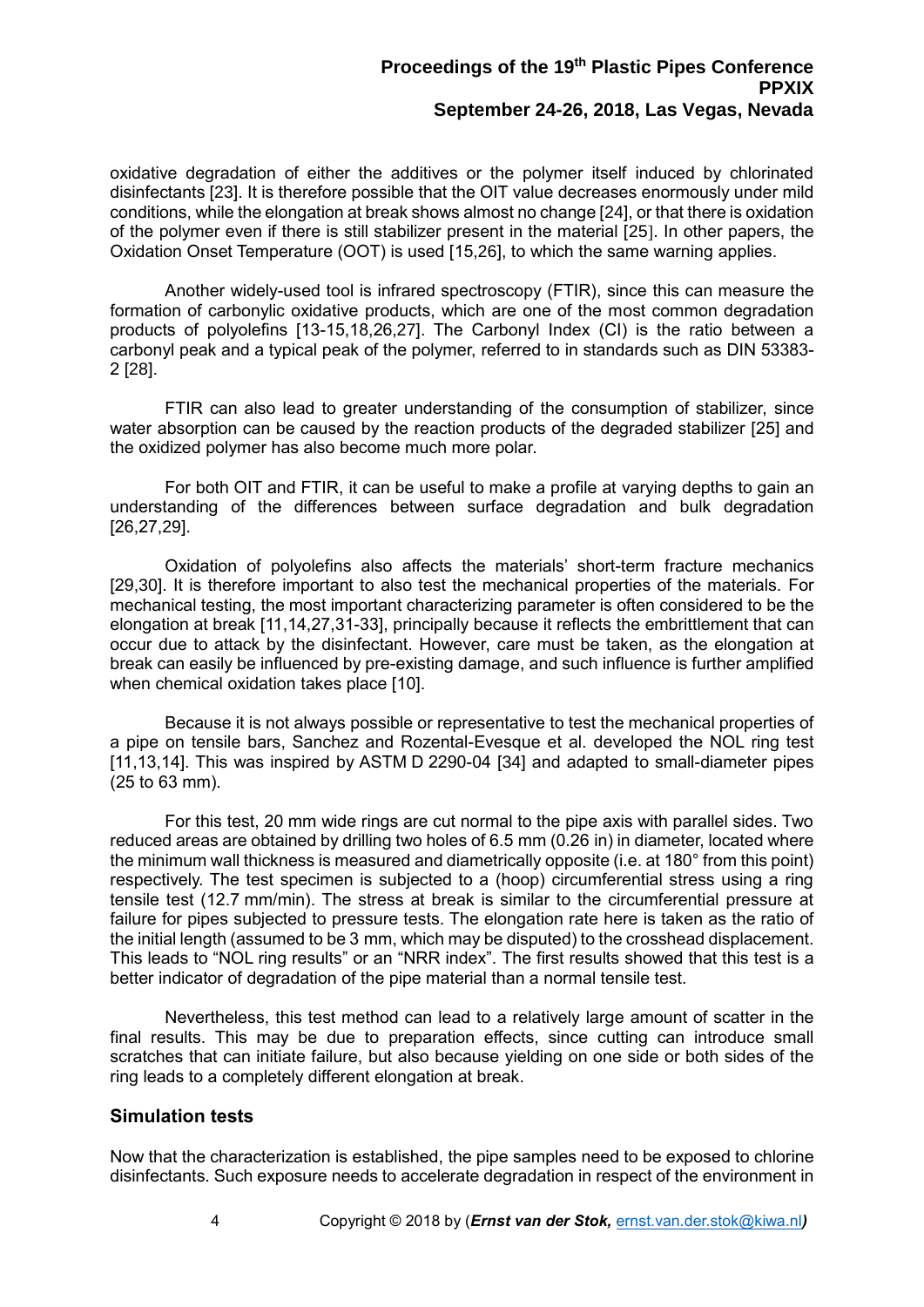oxidative degradation of either the additives or the polymer itself induced by chlorinated disinfectants [23]. It is therefore possible that the OIT value decreases enormously under mild conditions, while the elongation at break shows almost no change [24], or that there is oxidation of the polymer even if there is still stabilizer present in the material [25]. In other papers, the Oxidation Onset Temperature (OOT) is used [15,26], to which the same warning applies.

Another widely-used tool is infrared spectroscopy (FTIR), since this can measure the formation of carbonylic oxidative products, which are one of the most common degradation products of polyolefins [13-15,18,26,27]. The Carbonyl Index (CI) is the ratio between a carbonyl peak and a typical peak of the polymer, referred to in standards such as DIN 53383-2 [28].

FTIR can also lead to greater understanding of the consumption of stabilizer, since water absorption can be caused by the reaction products of the degraded stabilizer [25] and the oxidized polymer has also become much more polar.

For both OIT and FTIR, it can be useful to make a profile at varying depths to gain an understanding of the differences between surface degradation and bulk degradation [26,27,29].

Oxidation of polyolefins also affects the materials' short-term fracture mechanics [29,30]. It is therefore important to also test the mechanical properties of the materials. For mechanical testing, the most important characterizing parameter is often considered to be the elongation at break [11,14,27,31-33], principally because it reflects the embrittlement that can occur due to attack by the disinfectant. However, care must be taken, as the elongation at break can easily be influenced by pre-existing damage, and such influence is further amplified when chemical oxidation takes place [10].

Because it is not always possible or representative to test the mechanical properties of a pipe on tensile bars, Sanchez and Rozental-Evesque et al. developed the NOL ring test [11,13,14]. This was inspired by ASTM D 2290-04 [34] and adapted to small-diameter pipes (25 to 63 mm).

For this test, 20 mm wide rings are cut normal to the pipe axis with parallel sides. Two reduced areas are obtained by drilling two holes of 6.5 mm (0.26 in) in diameter, located where the minimum wall thickness is measured and diametrically opposite (i.e. at 180° from this point) respectively. The test specimen is subjected to a (hoop) circumferential stress using a ring tensile test (12.7 mm/min). The stress at break is similar to the circumferential pressure at failure for pipes subjected to pressure tests. The elongation rate here is taken as the ratio of the initial length (assumed to be 3 mm, which may be disputed) to the crosshead displacement. This leads to "NOL ring results" or an "NRR index". The first results showed that this test is a better indicator of degradation of the pipe material than a normal tensile test.

Nevertheless, this test method can lead to a relatively large amount of scatter in the final results. This may be due to preparation effects, since cutting can introduce small scratches that can initiate failure, but also because yielding on one side or both sides of the ring leads to a completely different elongation at break.

## Simulation tests

Now that the characterization is established, the pipe samples need to be exposed to chlorine disinfectants. Such exposure needs to accelerate degradation in respect of the environment in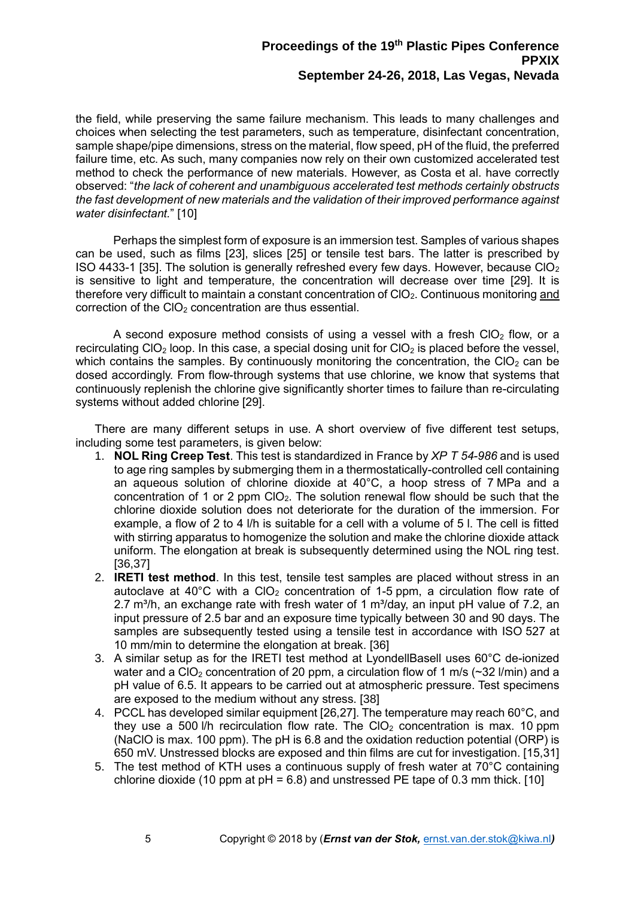the field, while preserving the same failure mechanism. This leads to many challenges and choices when selecting the test parameters, such as temperature, disinfectant concentration, sample shape/pipe dimensions, stress on the material, flow speed, pH of the fluid, the preferred failure time, etc. As such, many companies now rely on their own customized accelerated test method to check the performance of new materials. However, as Costa et al. have correctly observed: "*the lack of coherent and unambiguous accelerated test methods certainly obstructs the fast development of new materials and the validation of their improved performance against water disinfectant.*" [10]

Perhaps the simplest form of exposure is an immersion test. Samples of various shapes can be used, such as films [23], slices [25] or tensile test bars. The latter is prescribed by ISO 4433-1 [35]. The solution is generally refreshed every few days. However, because $ClO_2$ is sensitive to light and temperature, the concentration will decrease over time [29]. It is therefore very difficult to maintain a constant concentration of $ClO_2$. Continuous monitoring and correction of the $ClO_2$ concentration are thus essential.

A second exposure method consists of using a vessel with a fresh $ClO_2$ flow, or a recirculating $ClO_2$ loop. In this case, a special dosing unit for $ClO_2$ is placed before the vessel, which contains the samples. By continuously monitoring the concentration, the $ClO_2$ can be dosed accordingly. From flow-through systems that use chlorine, we know that systems that continuously replenish the chlorine give significantly shorter times to failure than re-circulating systems without added chlorine [29].

There are many different setups in use. A short overview of five different test setups, including some test parameters, is given below:

1. **NOL Ring Creep Test**. This test is standardized in France by *XP T 54-986* and is used to age ring samples by submerging them in a thermostatically-controlled cell containing an aqueous solution of chlorine dioxide at 40°C, a hoop stress of 7 MPa and a concentration of 1 or 2 ppm $ClO_2$. The solution renewal flow should be such that the chlorine dioxide solution does not deteriorate for the duration of the immersion. For example, a flow of 2 to 4 l/h is suitable for a cell with a volume of 5 l. The cell is fitted with stirring apparatus to homogenize the solution and make the chlorine dioxide attack uniform. The elongation at break is subsequently determined using the NOL ring test. [36,37]
2. **IRETI test method**. In this test, tensile test samples are placed without stress in an autoclave at 40°C with a $ClO_2$ concentration of 1-5 ppm, a circulation flow rate of 2.7 m³/h, an exchange rate with fresh water of 1 m³/day, an input pH value of 7.2, an input pressure of 2.5 bar and an exposure time typically between 30 and 90 days. The samples are subsequently tested using a tensile test in accordance with ISO 527 at 10 mm/min to determine the elongation at break. [36]
3. A similar setup as for the IRETI test method at LyondellBasell uses 60°C de-ionized water and a $ClO_2$ concentration of 20 ppm, a circulation flow of 1 m/s (~32 l/min) and a pH value of 6.5. It appears to be carried out at atmospheric pressure. Test specimens are exposed to the medium without any stress. [38]
4. PCCL has developed similar equipment [26,27]. The temperature may reach 60°C, and they use a 500 l/h recirculation flow rate. The $ClO_2$ concentration is max. 10 ppm ($NaClO$ is max. 100 ppm). The pH is 6.8 and the oxidation reduction potential (ORP) is 650 mV. Unstressed blocks are exposed and thin films are cut for investigation. [15,31]
5. The test method of KTH uses a continuous supply of fresh water at 70°C containing chlorine dioxide (10 ppm at pH = 6.8) and unstressed PE tape of 0.3 mm thick. [10]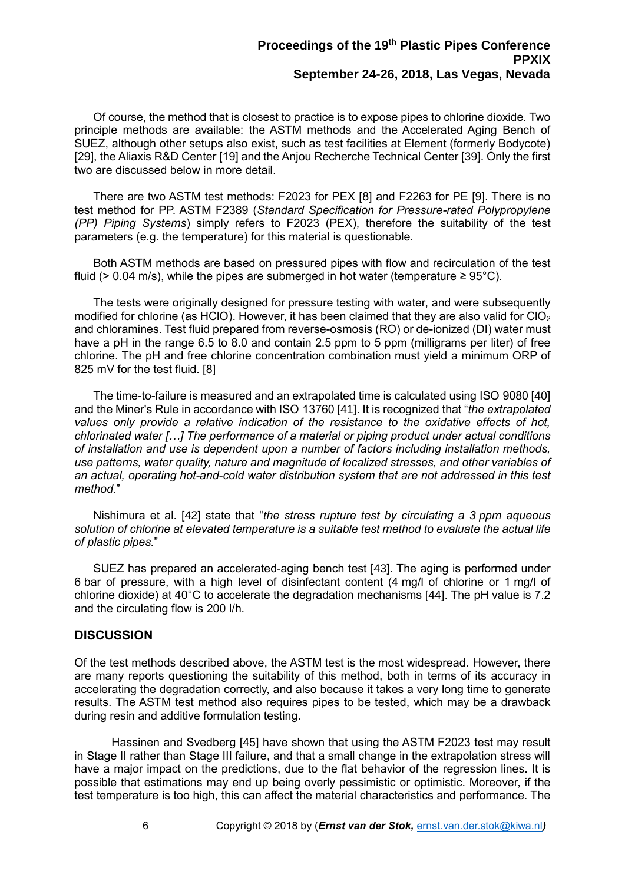Of course, the method that is closest to practice is to expose pipes to chlorine dioxide. Two principle methods are available: the ASTM methods and the Accelerated Aging Bench of SUEZ, although other setups also exist, such as test facilities at Element (formerly Bodycote) [29], the Aliaxis R&D Center [19] and the Anjou Recherche Technical Center [39]. Only the first two are discussed below in more detail.

There are two ASTM test methods: F2023 for PEX [8] and F2263 for PE [9]. There is no test method for PP. ASTM F2389 (*Standard Specification for Pressure-rated Polypropylene (PP) Piping Systems*) simply refers to F2023 (PEX), therefore the suitability of the test parameters (e.g. the temperature) for this material is questionable.

Both ASTM methods are based on pressured pipes with flow and recirculation of the test fluid (> 0.04 m/s), while the pipes are submerged in hot water (temperature ≥ 95°C).

The tests were originally designed for pressure testing with water, and were subsequently modified for chlorine (as HClO). However, it has been claimed that they are also valid for $ClO_2$ and chloramines. Test fluid prepared from reverse-osmosis (RO) or de-ionized (DI) water must have a pH in the range 6.5 to 8.0 and contain 2.5 ppm to 5 ppm (milligrams per liter) of free chlorine. The pH and free chlorine concentration combination must yield a minimum ORP of 825 mV for the test fluid. [8]

The time-to-failure is measured and an extrapolated time is calculated using ISO 9080 [40] and the Miner's Rule in accordance with ISO 13760 [41]. It is recognized that "*the extrapolated values only provide a relative indication of the resistance to the oxidative effects of hot, chlorinated water […] The performance of a material or piping product under actual conditions of installation and use is dependent upon a number of factors including installation methods, use patterns, water quality, nature and magnitude of localized stresses, and other variables of an actual, operating hot-and-cold water distribution system that are not addressed in this test method.*"

Nishimura et al. [42] state that "*the stress rupture test by circulating a 3 ppm aqueous solution of chlorine at elevated temperature is a suitable test method to evaluate the actual life of plastic pipes.*"

SUEZ has prepared an accelerated-aging bench test [43]. The aging is performed under 6 bar of pressure, with a high level of disinfectant content (4 mg/l of chlorine or 1 mg/l of chlorine dioxide) at 40°C to accelerate the degradation mechanisms [44]. The pH value is 7.2 and the circulating flow is 200 l/h.

## DISCUSSION

Of the test methods described above, the ASTM test is the most widespread. However, there are many reports questioning the suitability of this method, both in terms of its accuracy in accelerating the degradation correctly, and also because it takes a very long time to generate results. The ASTM test method also requires pipes to be tested, which may be a drawback during resin and additive formulation testing.

Hassinen and Svedberg [45] have shown that using the ASTM F2023 test may result in Stage II rather than Stage III failure, and that a small change in the extrapolation stress will have a major impact on the predictions, due to the flat behavior of the regression lines. It is possible that estimations may end up being overly pessimistic or optimistic. Moreover, if the test temperature is too high, this can affect the material characteristics and performance. The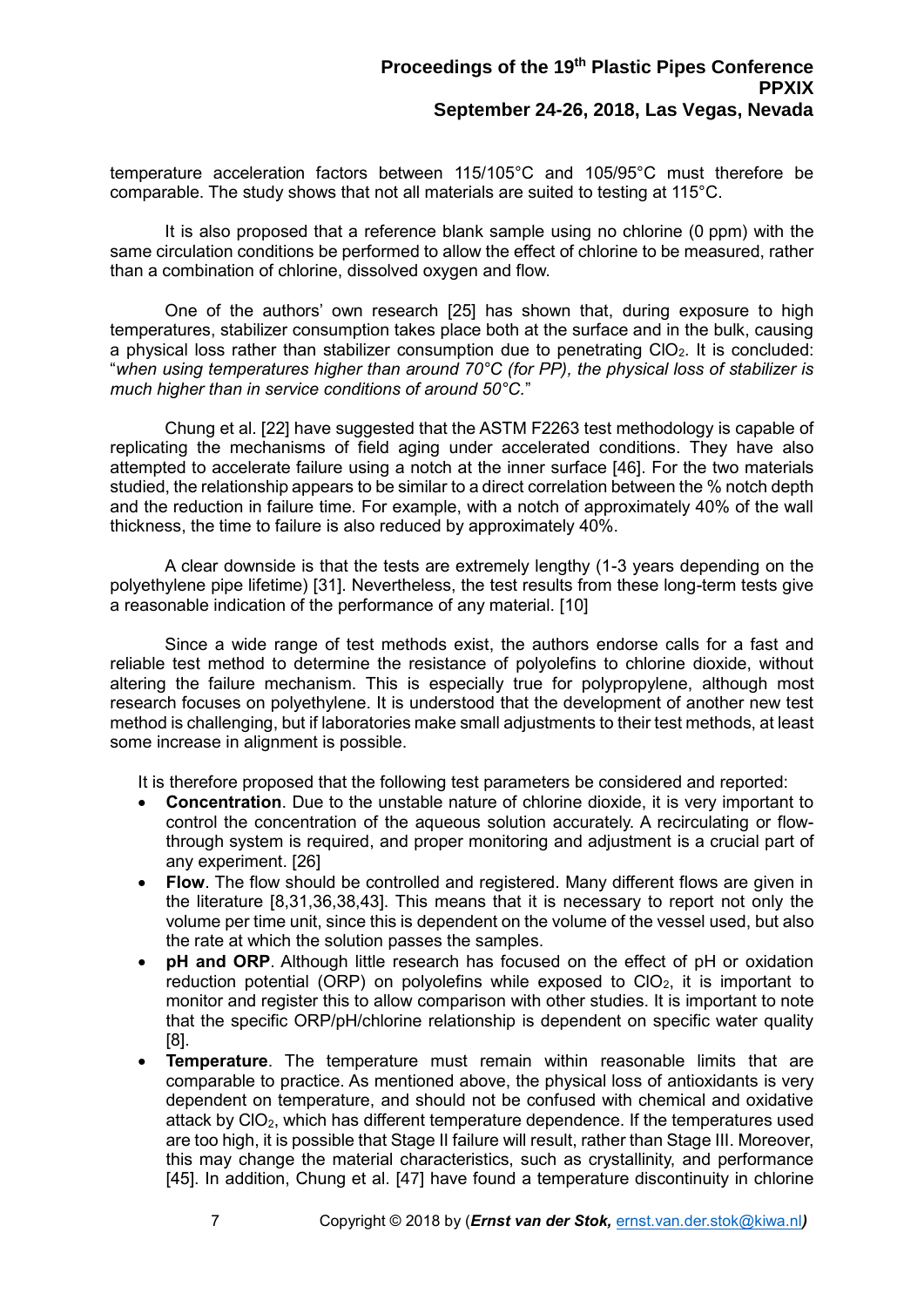temperature acceleration factors between 115/105°C and 105/95°C must therefore be comparable. The study shows that not all materials are suited to testing at 115°C.

It is also proposed that a reference blank sample using no chlorine (0 ppm) with the same circulation conditions be performed to allow the effect of chlorine to be measured, rather than a combination of chlorine, dissolved oxygen and flow.

One of the authors' own research [25] has shown that, during exposure to high temperatures, stabilizer consumption takes place both at the surface and in the bulk, causing a physical loss rather than stabilizer consumption due to penetrating $ClO_2$. It is concluded: "*when using temperatures higher than around 70°C (for PP), the physical loss of stabilizer is much higher than in service conditions of around 50°C.*"

Chung et al. [22] have suggested that the ASTM F2263 test methodology is capable of replicating the mechanisms of field aging under accelerated conditions. They have also attempted to accelerate failure using a notch at the inner surface [46]. For the two materials studied, the relationship appears to be similar to a direct correlation between the % notch depth and the reduction in failure time. For example, with a notch of approximately 40% of the wall thickness, the time to failure is also reduced by approximately 40%.

A clear downside is that the tests are extremely lengthy (1-3 years depending on the polyethylene pipe lifetime) [31]. Nevertheless, the test results from these long-term tests give a reasonable indication of the performance of any material. [10]

Since a wide range of test methods exist, the authors endorse calls for a fast and reliable test method to determine the resistance of polyolefins to chlorine dioxide, without altering the failure mechanism. This is especially true for polypropylene, although most research focuses on polyethylene. It is understood that the development of another new test method is challenging, but if laboratories make small adjustments to their test methods, at least some increase in alignment is possible.

It is therefore proposed that the following test parameters be considered and reported:

- **Concentration**. Due to the unstable nature of chlorine dioxide, it is very important to control the concentration of the aqueous solution accurately. A recirculating or flow-through system is required, and proper monitoring and adjustment is a crucial part of any experiment. [26]
- **Flow**. The flow should be controlled and registered. Many different flows are given in the literature [8,31,36,38,43]. This means that it is necessary to report not only the volume per time unit, since this is dependent on the volume of the vessel used, but also the rate at which the solution passes the samples.
- **pH and ORP**. Although little research has focused on the effect of pH or oxidation reduction potential (ORP) on polyolefins while exposed to $ClO_2$, it is important to monitor and register this to allow comparison with other studies. It is important to note that the specific ORP/pH/chlorine relationship is dependent on specific water quality [8].
- **Temperature**. The temperature must remain within reasonable limits that are comparable to practice. As mentioned above, the physical loss of antioxidants is very dependent on temperature, and should not be confused with chemical and oxidative attack by $ClO_2$, which has different temperature dependence. If the temperatures used are too high, it is possible that Stage II failure will result, rather than Stage III. Moreover, this may change the material characteristics, such as crystallinity, and performance [45]. In addition, Chung et al. [47] have found a temperature discontinuity in chlorine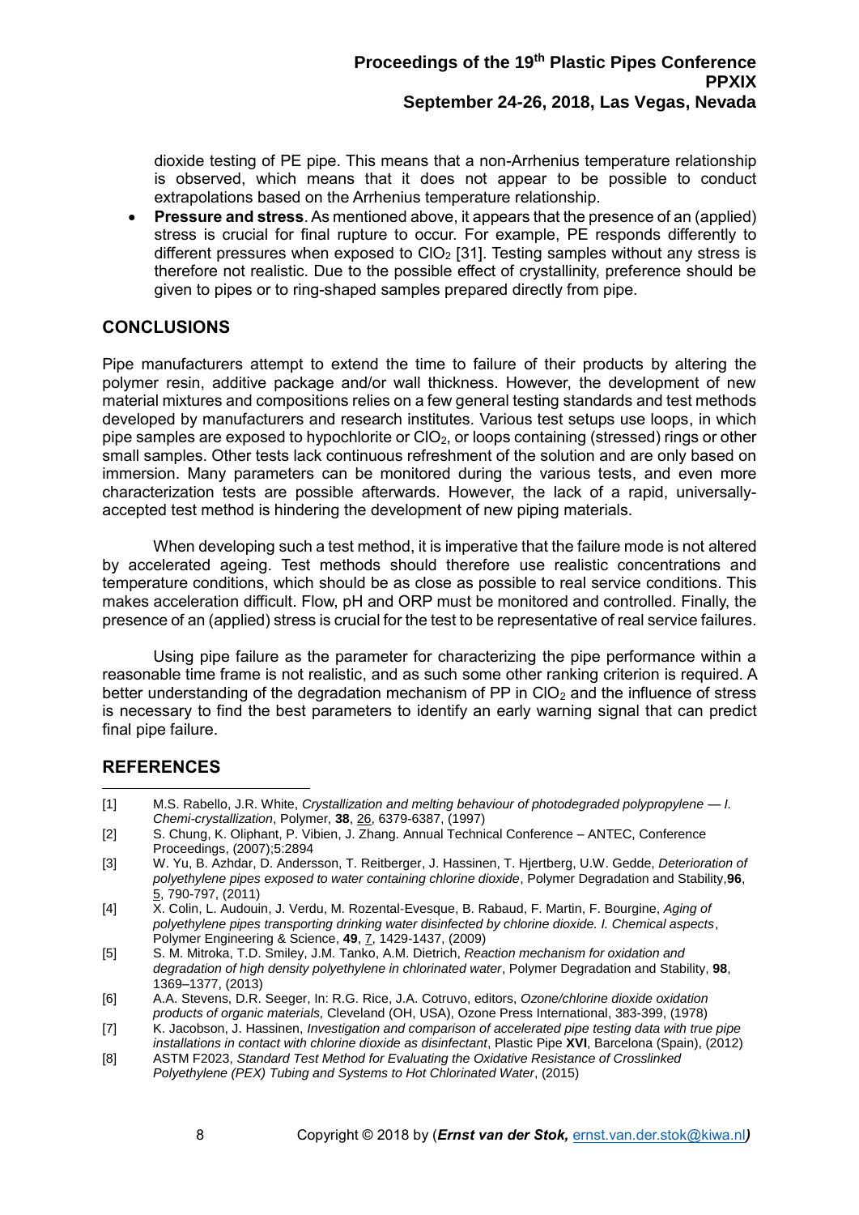dioxide testing of PE pipe. This means that a non-Arrhenius temperature relationship is observed, which means that it does not appear to be possible to conduct extrapolations based on the Arrhenius temperature relationship.

- **Pressure and stress**. As mentioned above, it appears that the presence of an (applied) stress is crucial for final rupture to occur. For example, PE responds differently to different pressures when exposed to $ClO_2$ [31]. Testing samples without any stress is therefore not realistic. Due to the possible effect of crystallinity, preference should be given to pipes or to ring-shaped samples prepared directly from pipe.

## CONCLUSIONS

Pipe manufacturers attempt to extend the time to failure of their products by altering the polymer resin, additive package and/or wall thickness. However, the development of new material mixtures and compositions relies on a few general testing standards and test methods developed by manufacturers and research institutes. Various test setups use loops, in which pipe samples are exposed to hypochlorite or $ClO_2$, or loops containing (stressed) rings or other small samples. Other tests lack continuous refreshment of the solution and are only based on immersion. Many parameters can be monitored during the various tests, and even more characterization tests are possible afterwards. However, the lack of a rapid, universally-accepted test method is hindering the development of new piping materials.

When developing such a test method, it is imperative that the failure mode is not altered by accelerated ageing. Test methods should therefore use realistic concentrations and temperature conditions, which should be as close as possible to real service conditions. This makes acceleration difficult. Flow, pH and ORP must be monitored and controlled. Finally, the presence of an (applied) stress is crucial for the test to be representative of real service failures.

Using pipe failure as the parameter for characterizing the pipe performance within a reasonable time frame is not realistic, and as such some other ranking criterion is required. A better understanding of the degradation mechanism of PP in $ClO_2$ and the influence of stress is necessary to find the best parameters to identify an early warning signal that can predict final pipe failure.

## REFERENCES

[1] M.S. Rabello, J.R. White, *Crystallization and melting behaviour of photodegraded polypropylene — I. Chemi-crystallization*, Polymer, **38**, 26, 6379-6387, (1997)

[2] S. Chung, K. Oliphant, P. Vibien, J. Zhang. Annual Technical Conference – ANTEC, Conference Proceedings, (2007);5:2894

[3] W. Yu, B. Azhdar, D. Andersson, T. Reitberger, J. Hassinen, T. Hjertberg, U.W. Gedde, *Deterioration of polyethylene pipes exposed to water containing chlorine dioxide*, Polymer Degradation and Stability,**96**, 5, 790-797, (2011)

[4] X. Colin, L. Audouin, J. Verdu, M. Rozental-Evesque, B. Rabaud, F. Martin, F. Bourgine, *Aging of polyethylene pipes transporting drinking water disinfected by chlorine dioxide. I. Chemical aspects*, Polymer Engineering & Science, **49**, 7, 1429-1437, (2009)

[5] S. M. Mitroka, T.D. Smiley, J.M. Tanko, A.M. Dietrich, *Reaction mechanism for oxidation and degradation of high density polyethylene in chlorinated water*, Polymer Degradation and Stability, **98**, 1369–1377, (2013)

[6] A.A. Stevens, D.R. Seeger, In: R.G. Rice, J.A. Cotruvo, editors, *Ozone/chlorine dioxide oxidation products of organic materials,* Cleveland (OH, USA), Ozone Press International, 383-399, (1978)

[7] K. Jacobson, J. Hassinen, *Investigation and comparison of accelerated pipe testing data with true pipe installations in contact with chlorine dioxide as disinfectant*, Plastic Pipe **XVI**, Barcelona (Spain), (2012)

[8] ASTM F2023, *Standard Test Method for Evaluating the Oxidative Resistance of Crosslinked Polyethylene (PEX) Tubing and Systems to Hot Chlorinated Water*, (2015)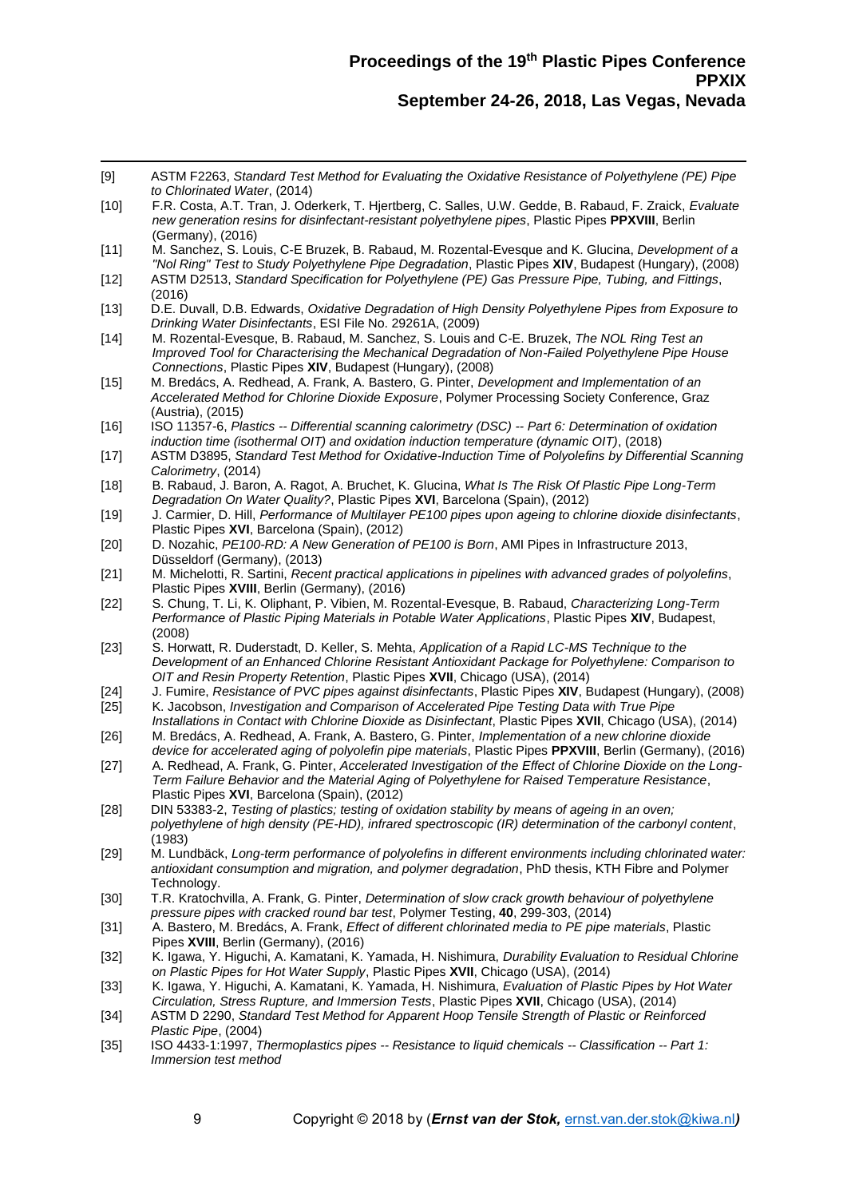[9] ASTM F2263, *Standard Test Method for Evaluating the Oxidative Resistance of Polyethylene (PE) Pipe to Chlorinated Water*, (2014)

[10] F.R. Costa, A.T. Tran, J. Oderkerk, T. Hjertberg, C. Salles, U.W. Gedde, B. Rabaud, F. Zraick, *Evaluate new generation resins for disinfectant-resistant polyethylene pipes*, Plastic Pipes **PPXVIII**, Berlin (Germany), (2016)

[11] M. Sanchez, S. Louis, C-E Bruzek, B. Rabaud, M. Rozental-Evesque and K. Glucina, *Development of a "Nol Ring" Test to Study Polyethylene Pipe Degradation*, Plastic Pipes **XIV**, Budapest (Hungary), (2008)

[12] ASTM D2513, *Standard Specification for Polyethylene (PE) Gas Pressure Pipe, Tubing, and Fittings*, (2016)

[13] D.E. Duvall, D.B. Edwards, *Oxidative Degradation of High Density Polyethylene Pipes from Exposure to Drinking Water Disinfectants*, ESI File No. 29261A, (2009)

[14] M. Rozental-Evesque, B. Rabaud, M. Sanchez, S. Louis and C-E. Bruzek, *The NOL Ring Test an Improved Tool for Characterising the Mechanical Degradation of Non-Failed Polyethylene Pipe House Connections*, Plastic Pipes **XIV**, Budapest (Hungary), (2008)

[15] M. Bredács, A. Redhead, A. Frank, A. Bastero, G. Pinter, *Development and Implementation of an Accelerated Method for Chlorine Dioxide Exposure*, Polymer Processing Society Conference, Graz (Austria), (2015)

[16] ISO 11357-6, *Plastics -- Differential scanning calorimetry (DSC) -- Part 6: Determination of oxidation induction time (isothermal OIT) and oxidation induction temperature (dynamic OIT)*, (2018)

[17] ASTM D3895, *Standard Test Method for Oxidative-Induction Time of Polyolefins by Differential Scanning Calorimetry*, (2014)

[18] B. Rabaud, J. Baron, A. Ragot, A. Bruchet, K. Glucina, *What Is The Risk Of Plastic Pipe Long-Term Degradation On Water Quality?*, Plastic Pipes **XVI**, Barcelona (Spain), (2012)

[19] J. Carmier, D. Hill, *Performance of Multilayer PE100 pipes upon ageing to chlorine dioxide disinfectants*, Plastic Pipes **XVI**, Barcelona (Spain), (2012)

[20] D. Nozahic, *PE100-RD: A New Generation of PE100 is Born*, AMI Pipes in Infrastructure 2013, Düsseldorf (Germany), (2013)

[21] M. Michelotti, R. Sartini, *Recent practical applications in pipelines with advanced grades of polyolefins*, Plastic Pipes **XVIII**, Berlin (Germany), (2016)

[22] S. Chung, T. Li, K. Oliphant, P. Vibien, M. Rozental-Evesque, B. Rabaud, *Characterizing Long-Term Performance of Plastic Piping Materials in Potable Water Applications*, Plastic Pipes **XIV**, Budapest, (2008)

[23] S. Horwatt, R. Duderstadt, D. Keller, S. Mehta, *Application of a Rapid LC-MS Technique to the Development of an Enhanced Chlorine Resistant Antioxidant Package for Polyethylene: Comparison to OIT and Resin Property Retention*, Plastic Pipes **XVII**, Chicago (USA), (2014)

[24] J. Fumire, *Resistance of PVC pipes against disinfectants*, Plastic Pipes **XIV**, Budapest (Hungary), (2008)

[25] K. Jacobson, *Investigation and Comparison of Accelerated Pipe Testing Data with True Pipe Installations in Contact with Chlorine Dioxide as Disinfectant*, Plastic Pipes **XVII**, Chicago (USA), (2014)

[26] M. Bredács, A. Redhead, A. Frank, A. Bastero, G. Pinter, *Implementation of a new chlorine dioxide device for accelerated aging of polyolefin pipe materials*, Plastic Pipes **PPXVIII**, Berlin (Germany), (2016)

[27] A. Redhead, A. Frank, G. Pinter, *Accelerated Investigation of the Effect of Chlorine Dioxide on the Long-Term Failure Behavior and the Material Aging of Polyethylene for Raised Temperature Resistance*, Plastic Pipes **XVI**, Barcelona (Spain), (2012)

[28] DIN 53383-2, *Testing of plastics; testing of oxidation stability by means of ageing in an oven; polyethylene of high density (PE-HD), infrared spectroscopic (IR) determination of the carbonyl content*, (1983)

[29] M. Lundbäck, *Long-term performance of polyolefins in different environments including chlorinated water: antioxidant consumption and migration, and polymer degradation*, PhD thesis, KTH Fibre and Polymer Technology.

[30] T.R. Kratochvilla, A. Frank, G. Pinter, *Determination of slow crack growth behaviour of polyethylene pressure pipes with cracked round bar test*, Polymer Testing, **40**, 299-303, (2014)

[31] A. Bastero, M. Bredács, A. Frank, *Effect of different chlorinated media to PE pipe materials*, Plastic Pipes **XVIII**, Berlin (Germany), (2016)

[32] K. Igawa, Y. Higuchi, A. Kamatani, K. Yamada, H. Nishimura, *Durability Evaluation to Residual Chlorine on Plastic Pipes for Hot Water Supply*, Plastic Pipes **XVII**, Chicago (USA), (2014)

[33] K. Igawa, Y. Higuchi, A. Kamatani, K. Yamada, H. Nishimura, *Evaluation of Plastic Pipes by Hot Water Circulation, Stress Rupture, and Immersion Tests*, Plastic Pipes **XVII**, Chicago (USA), (2014)

[34] ASTM D 2290, *Standard Test Method for Apparent Hoop Tensile Strength of Plastic or Reinforced Plastic Pipe*, (2004)

[35] ISO 4433-1:1997, *Thermoplastics pipes -- Resistance to liquid chemicals -- Classification -- Part 1: Immersion test method*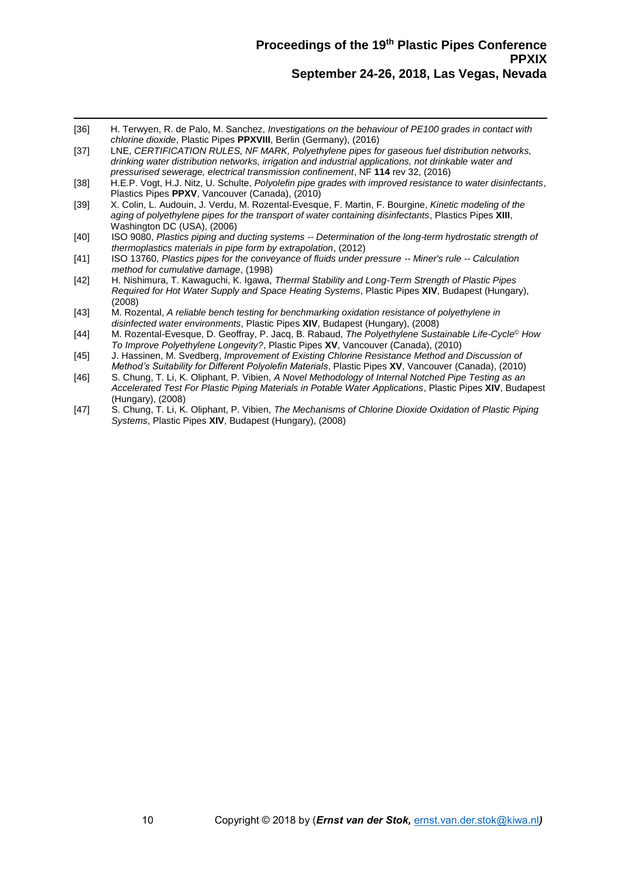[36] H. Terwyen, R. de Palo, M. Sanchez, *Investigations on the behaviour of PE100 grades in contact with chlorine dioxide*, Plastic Pipes **PPXVIII**, Berlin (Germany), (2016)

[37] LNE, *CERTIFICATION RULES, NF MARK, Polyethylene pipes for gaseous fuel distribution networks, drinking water distribution networks, irrigation and industrial applications, not drinkable water and pressurised sewerage, electrical transmission confinement*, NF **114** rev 32, (2016)

[38] H.E.P. Vogt, H.J. Nitz, U. Schulte, *Polyolefin pipe grades with improved resistance to water disinfectants*, Plastics Pipes **PPXV**, Vancouver (Canada), (2010)

[39] X. Colin, L. Audouin, J. Verdu, M. Rozental-Evesque, F. Martin, F. Bourgine, *Kinetic modeling of the aging of polyethylene pipes for the transport of water containing disinfectants*, Plastics Pipes **XIII**, Washington DC (USA), (2006)

[40] ISO 9080, *Plastics piping and ducting systems -- Determination of the long-term hydrostatic strength of thermoplastics materials in pipe form by extrapolation*, (2012)

[41] ISO 13760, *Plastics pipes for the conveyance of fluids under pressure -- Miner's rule -- Calculation method for cumulative damage*, (1998)

[42] H. Nishimura, T. Kawaguchi, K. Igawa, *Thermal Stability and Long-Term Strength of Plastic Pipes Required for Hot Water Supply and Space Heating Systems*, Plastic Pipes **XIV**, Budapest (Hungary), (2008)

[43] M. Rozental, *A reliable bench testing for benchmarking oxidation resistance of polyethylene in disinfected water environments*, Plastic Pipes **XIV**, Budapest (Hungary), (2008)

[44] M. Rozental-Evesque, D. Geoffray, P. Jacq, B. Rabaud, *The Polyethylene Sustainable Life-Cycle© How To Improve Polyethylene Longevity?*, Plastic Pipes **XV**, Vancouver (Canada), (2010)

[45] J. Hassinen, M. Svedberg, *Improvement of Existing Chlorine Resistance Method and Discussion of Method's Suitability for Different Polyolefin Materials*, Plastic Pipes **XV**, Vancouver (Canada), (2010)

[46] S. Chung, T. Li, K. Oliphant, P. Vibien, *A Novel Methodology of Internal Notched Pipe Testing as an Accelerated Test For Plastic Piping Materials in Potable Water Applications*, Plastic Pipes **XIV**, Budapest (Hungary), (2008)

[47] S. Chung, T. Li, K. Oliphant, P. Vibien, *The Mechanisms of Chlorine Dioxide Oxidation of Plastic Piping Systems*, Plastic Pipes **XIV**, Budapest (Hungary), (2008)